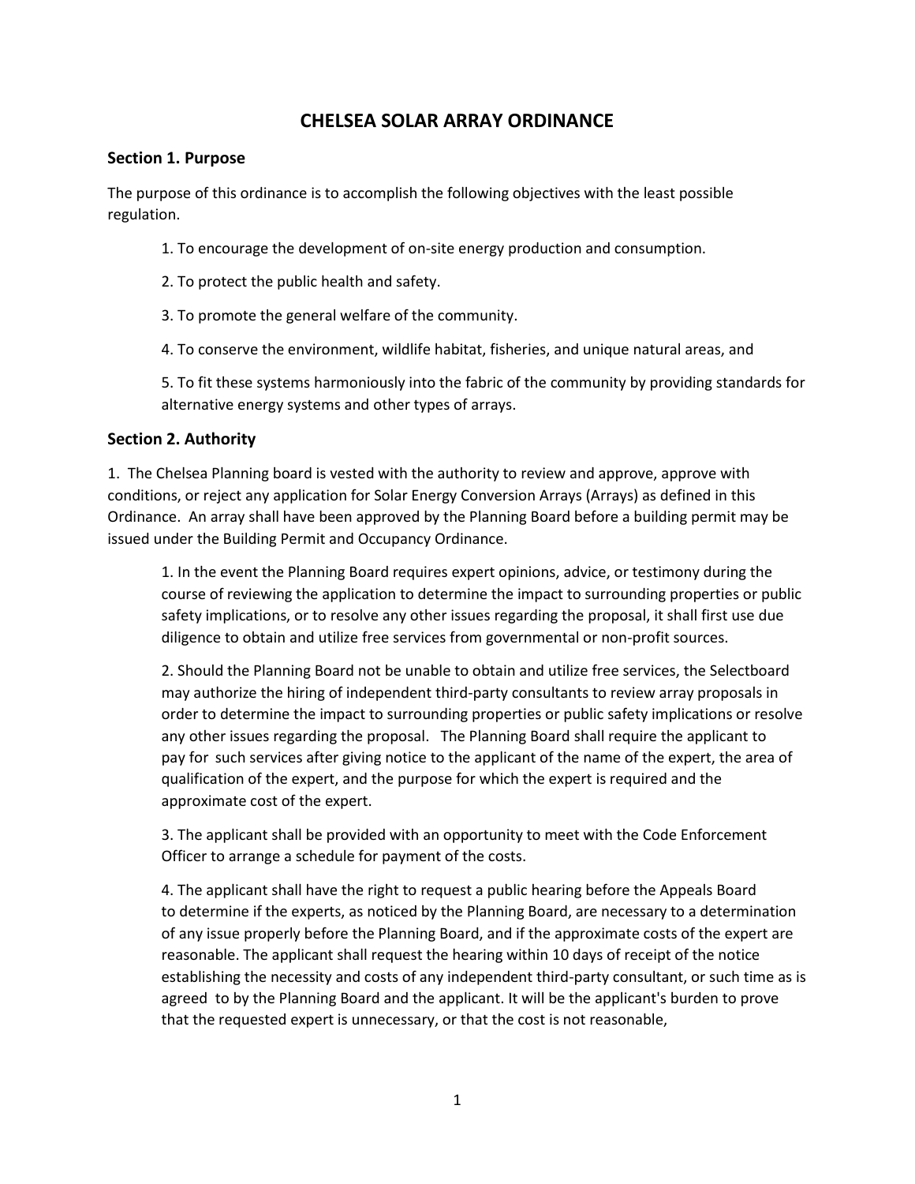# CHELSEA SOLAR ARRAY ORDINANCE

## Section 1. Purpose

The purpose of this ordinance is to accomplish the following objectives with the least possible regulation.

1. To encourage the development of on-site energy production and consumption.

2. To protect the public health and safety.

3. To promote the general welfare of the community.

4. To conserve the environment, wildlife habitat, fisheries, and unique natural areas, and

5. To fit these systems harmoniously into the fabric of the community by providing standards for alternative energy systems and other types of arrays.

## Section 2. Authority

1. The Chelsea Planning board is vested with the authority to review and approve, approve with conditions, or reject any application for Solar Energy Conversion Arrays (Arrays) as defined in this Ordinance. An array shall have been approved by the Planning Board before a building permit may be issued under the Building Permit and Occupancy Ordinance.

> 1. In the event the Planning Board requires expert opinions, advice, or testimony during the course of reviewing the application to determine the impact to surrounding properties or public safety implications, or to resolve any other issues regarding the proposal, it shall first use due diligence to obtain and utilize free services from governmental or non-profit sources.
>
> 2. Should the Planning Board not be unable to obtain and utilize free services, the Selectboard may authorize the hiring of independent third-party consultants to review array proposals in order to determine the impact to surrounding properties or public safety implications or resolve any other issues regarding the proposal. The Planning Board shall require the applicant to pay for such services after giving notice to the applicant of the name of the expert, the area of qualification of the expert, and the purpose for which the expert is required and the approximate cost of the expert.
>
> 3. The applicant shall be provided with an opportunity to meet with the Code Enforcement Officer to arrange a schedule for payment of the costs.
>
> 4. The applicant shall have the right to request a public hearing before the Appeals Board to determine if the experts, as noticed by the Planning Board, are necessary to a determination of any issue properly before the Planning Board, and if the approximate costs of the expert are reasonable. The applicant shall request the hearing within 10 days of receipt of the notice establishing the necessity and costs of any independent third-party consultant, or such time as is agreed to by the Planning Board and the applicant. It will be the applicant's burden to prove that the requested expert is unnecessary, or that the cost is not reasonable,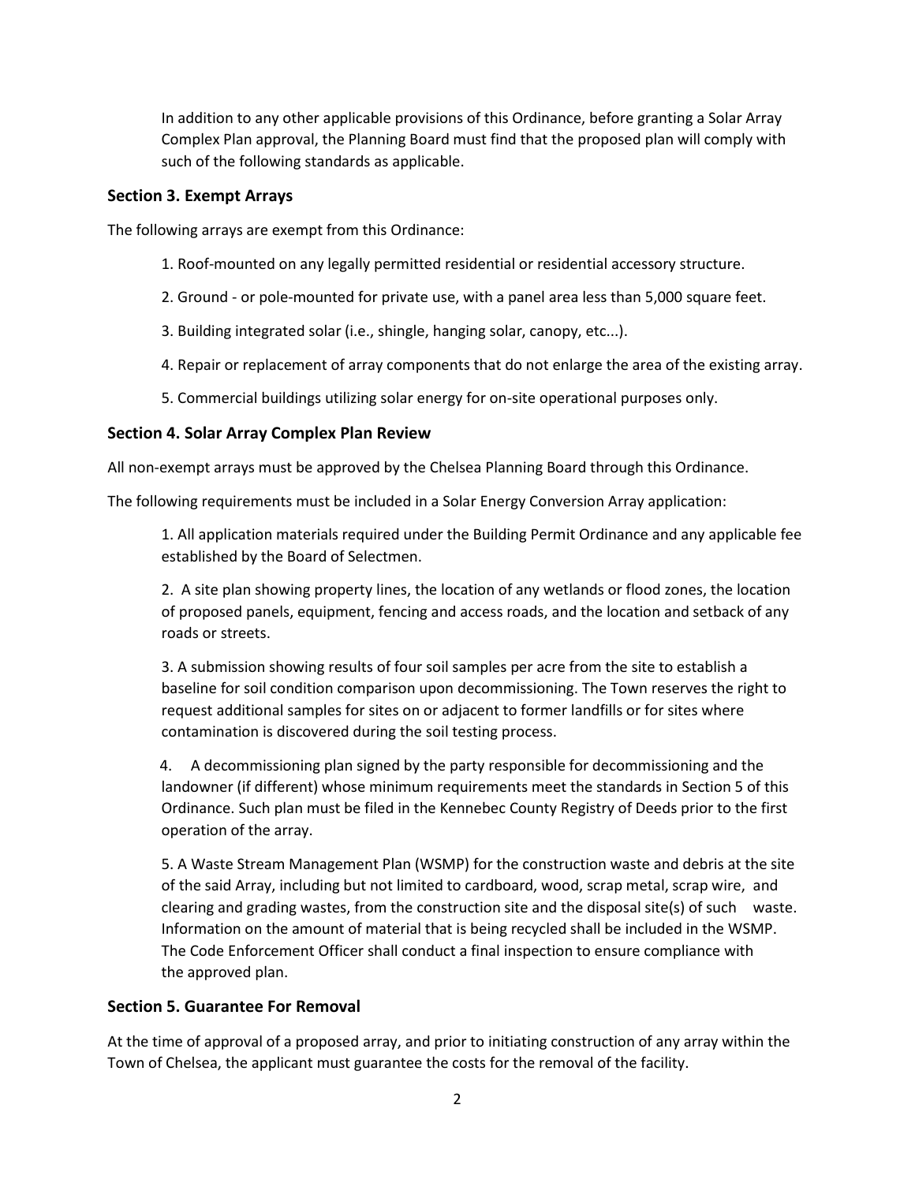In addition to any other applicable provisions of this Ordinance, before granting a Solar Array Complex Plan approval, the Planning Board must find that the proposed plan will comply with such of the following standards as applicable.

### Section 3. Exempt Arrays

The following arrays are exempt from this Ordinance:

1. Roof-mounted on any legally permitted residential or residential accessory structure.

2. Ground - or pole-mounted for private use, with a panel area less than 5,000 square feet.

3. Building integrated solar (i.e., shingle, hanging solar, canopy, etc...).

4. Repair or replacement of array components that do not enlarge the area of the existing array.

5. Commercial buildings utilizing solar energy for on-site operational purposes only.

### Section 4. Solar Array Complex Plan Review

All non-exempt arrays must be approved by the Chelsea Planning Board through this Ordinance.

The following requirements must be included in a Solar Energy Conversion Array application:

1. All application materials required under the Building Permit Ordinance and any applicable fee established by the Board of Selectmen.

2. A site plan showing property lines, the location of any wetlands or flood zones, the location of proposed panels, equipment, fencing and access roads, and the location and setback of any roads or streets.

3. A submission showing results of four soil samples per acre from the site to establish a baseline for soil condition comparison upon decommissioning. The Town reserves the right to request additional samples for sites on or adjacent to former landfills or for sites where contamination is discovered during the soil testing process.

4. A decommissioning plan signed by the party responsible for decommissioning and the landowner (if different) whose minimum requirements meet the standards in Section 5 of this Ordinance. Such plan must be filed in the Kennebec County Registry of Deeds prior to the first operation of the array.

5. A Waste Stream Management Plan (WSMP) for the construction waste and debris at the site of the said Array, including but not limited to cardboard, wood, scrap metal, scrap wire, and clearing and grading wastes, from the construction site and the disposal site(s) of such waste. Information on the amount of material that is being recycled shall be included in the WSMP. The Code Enforcement Officer shall conduct a final inspection to ensure compliance with the approved plan.

### Section 5. Guarantee For Removal

At the time of approval of a proposed array, and prior to initiating construction of any array within the Town of Chelsea, the applicant must guarantee the costs for the removal of the facility.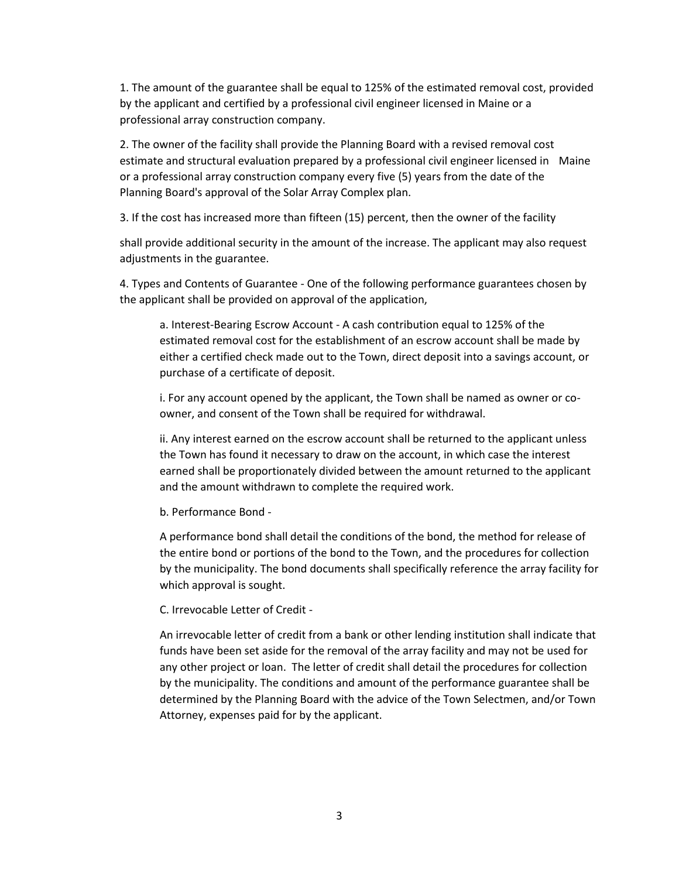1. The amount of the guarantee shall be equal to 125% of the estimated removal cost, provided by the applicant and certified by a professional civil engineer licensed in Maine or a professional array construction company.

2. The owner of the facility shall provide the Planning Board with a revised removal cost estimate and structural evaluation prepared by a professional civil engineer licensed in Maine or a professional array construction company every five (5) years from the date of the Planning Board's approval of the Solar Array Complex plan.

3. If the cost has increased more than fifteen (15) percent, then the owner of the facility

shall provide additional security in the amount of the increase. The applicant may also request adjustments in the guarantee.

4. Types and Contents of Guarantee - One of the following performance guarantees chosen by the applicant shall be provided on approval of the application,

a. Interest-Bearing Escrow Account - A cash contribution equal to 125% of the estimated removal cost for the establishment of an escrow account shall be made by either a certified check made out to the Town, direct deposit into a savings account, or purchase of a certificate of deposit.

i. For any account opened by the applicant, the Town shall be named as owner or co-owner, and consent of the Town shall be required for withdrawal.

ii. Any interest earned on the escrow account shall be returned to the applicant unless the Town has found it necessary to draw on the account, in which case the interest earned shall be proportionately divided between the amount returned to the applicant and the amount withdrawn to complete the required work.

b. Performance Bond -

A performance bond shall detail the conditions of the bond, the method for release of the entire bond or portions of the bond to the Town, and the procedures for collection by the municipality. The bond documents shall specifically reference the array facility for which approval is sought.

C. Irrevocable Letter of Credit -

An irrevocable letter of credit from a bank or other lending institution shall indicate that funds have been set aside for the removal of the array facility and may not be used for any other project or loan. The letter of credit shall detail the procedures for collection by the municipality. The conditions and amount of the performance guarantee shall be determined by the Planning Board with the advice of the Town Selectmen, and/or Town Attorney, expenses paid for by the applicant.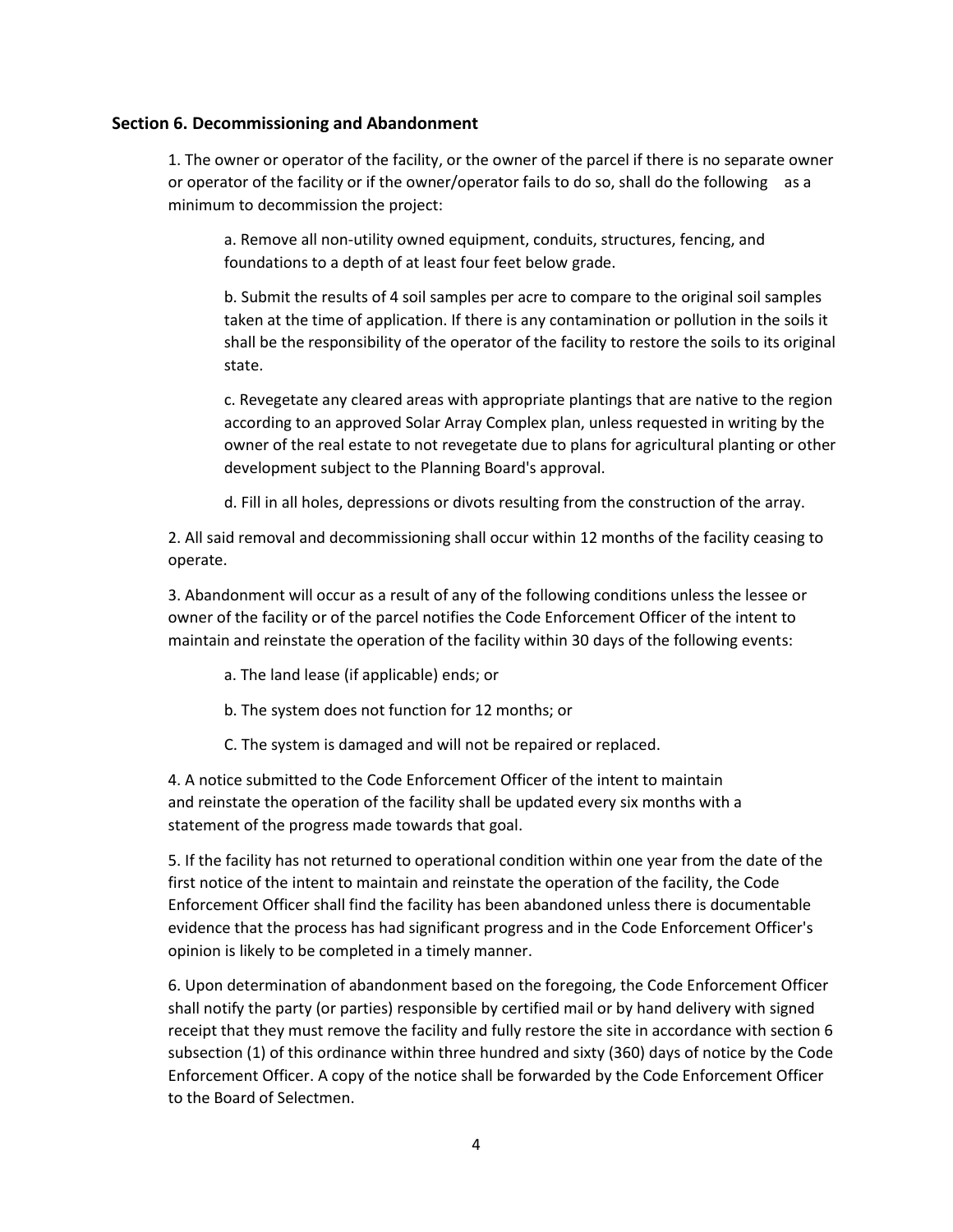### Section 6. Decommissioning and Abandonment

1. The owner or operator of the facility, or the owner of the parcel if there is no separate owner or operator of the facility or if the owner/operator fails to do so, shall do the following as a minimum to decommission the project:

   a. Remove all non-utility owned equipment, conduits, structures, fencing, and foundations to a depth of at least four feet below grade.

   b. Submit the results of 4 soil samples per acre to compare to the original soil samples taken at the time of application. If there is any contamination or pollution in the soils it shall be the responsibility of the operator of the facility to restore the soils to its original state.

   c. Revegetate any cleared areas with appropriate plantings that are native to the region according to an approved Solar Array Complex plan, unless requested in writing by the owner of the real estate to not revegetate due to plans for agricultural planting or other development subject to the Planning Board's approval.

   d. Fill in all holes, depressions or divots resulting from the construction of the array.

2. All said removal and decommissioning shall occur within 12 months of the facility ceasing to operate.

3. Abandonment will occur as a result of any of the following conditions unless the lessee or owner of the facility or of the parcel notifies the Code Enforcement Officer of the intent to maintain and reinstate the operation of the facility within 30 days of the following events:

   a. The land lease (if applicable) ends; or

   b. The system does not function for 12 months; or

   C. The system is damaged and will not be repaired or replaced.

4. A notice submitted to the Code Enforcement Officer of the intent to maintain and reinstate the operation of the facility shall be updated every six months with a statement of the progress made towards that goal.

5. If the facility has not returned to operational condition within one year from the date of the first notice of the intent to maintain and reinstate the operation of the facility, the Code Enforcement Officer shall find the facility has been abandoned unless there is documentable evidence that the process has had significant progress and in the Code Enforcement Officer's opinion is likely to be completed in a timely manner.

6. Upon determination of abandonment based on the foregoing, the Code Enforcement Officer shall notify the party (or parties) responsible by certified mail or by hand delivery with signed receipt that they must remove the facility and fully restore the site in accordance with section 6 subsection (1) of this ordinance within three hundred and sixty (360) days of notice by the Code Enforcement Officer. A copy of the notice shall be forwarded by the Code Enforcement Officer to the Board of Selectmen.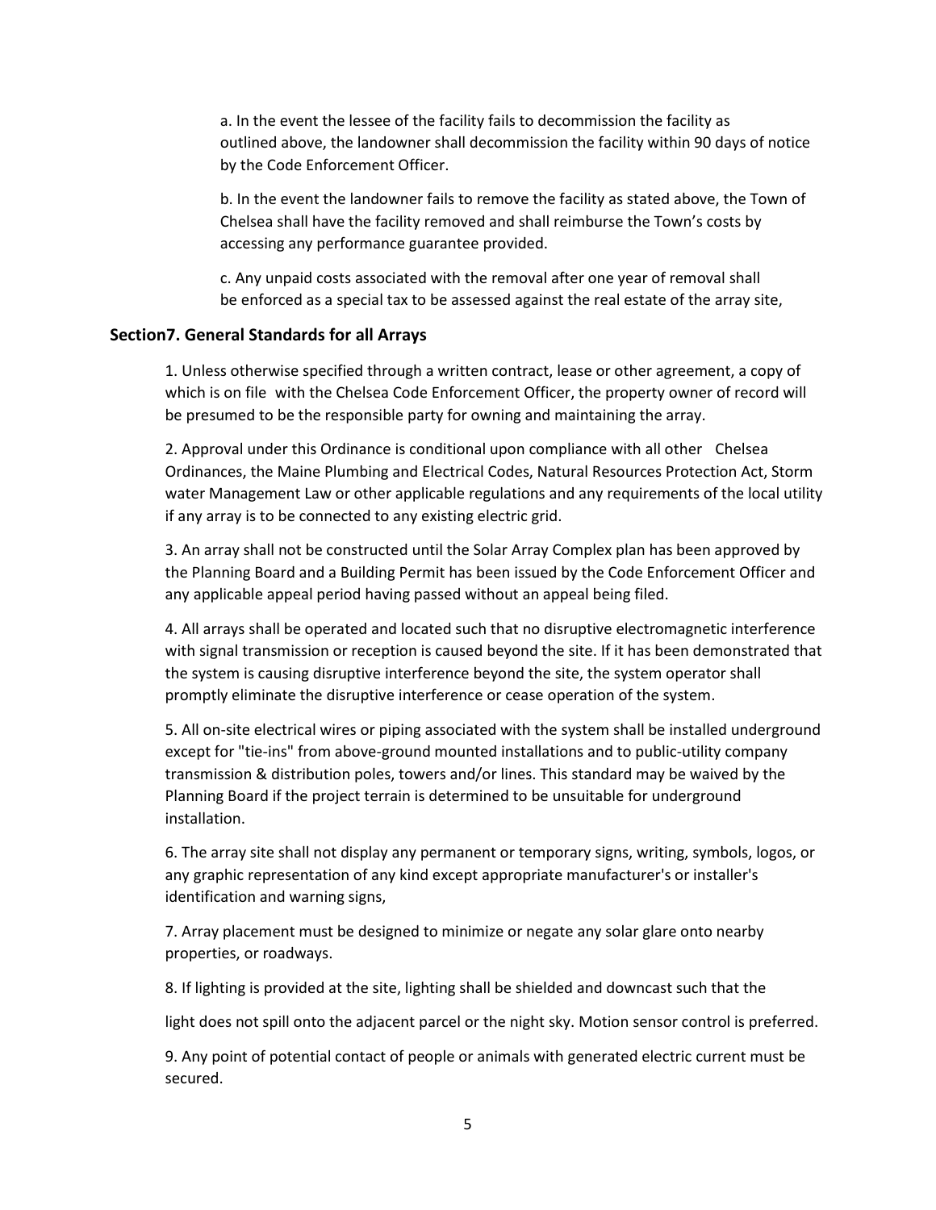a. In the event the lessee of the facility fails to decommission the facility as outlined above, the landowner shall decommission the facility within 90 days of notice by the Code Enforcement Officer.

b. In the event the landowner fails to remove the facility as stated above, the Town of Chelsea shall have the facility removed and shall reimburse the Town's costs by accessing any performance guarantee provided.

c. Any unpaid costs associated with the removal after one year of removal shall be enforced as a special tax to be assessed against the real estate of the array site,

### Section7. General Standards for all Arrays

1. Unless otherwise specified through a written contract, lease or other agreement, a copy of which is on file with the Chelsea Code Enforcement Officer, the property owner of record will be presumed to be the responsible party for owning and maintaining the array.

2. Approval under this Ordinance is conditional upon compliance with all other Chelsea Ordinances, the Maine Plumbing and Electrical Codes, Natural Resources Protection Act, Storm water Management Law or other applicable regulations and any requirements of the local utility if any array is to be connected to any existing electric grid.

3. An array shall not be constructed until the Solar Array Complex plan has been approved by the Planning Board and a Building Permit has been issued by the Code Enforcement Officer and any applicable appeal period having passed without an appeal being filed.

4. All arrays shall be operated and located such that no disruptive electromagnetic interference with signal transmission or reception is caused beyond the site. If it has been demonstrated that the system is causing disruptive interference beyond the site, the system operator shall promptly eliminate the disruptive interference or cease operation of the system.

5. All on-site electrical wires or piping associated with the system shall be installed underground except for "tie-ins" from above-ground mounted installations and to public-utility company transmission & distribution poles, towers and/or lines. This standard may be waived by the Planning Board if the project terrain is determined to be unsuitable for underground installation.

6. The array site shall not display any permanent or temporary signs, writing, symbols, logos, or any graphic representation of any kind except appropriate manufacturer's or installer's identification and warning signs,

7. Array placement must be designed to minimize or negate any solar glare onto nearby properties, or roadways.

8. If lighting is provided at the site, lighting shall be shielded and downcast such that the light does not spill onto the adjacent parcel or the night sky. Motion sensor control is preferred.

9. Any point of potential contact of people or animals with generated electric current must be secured.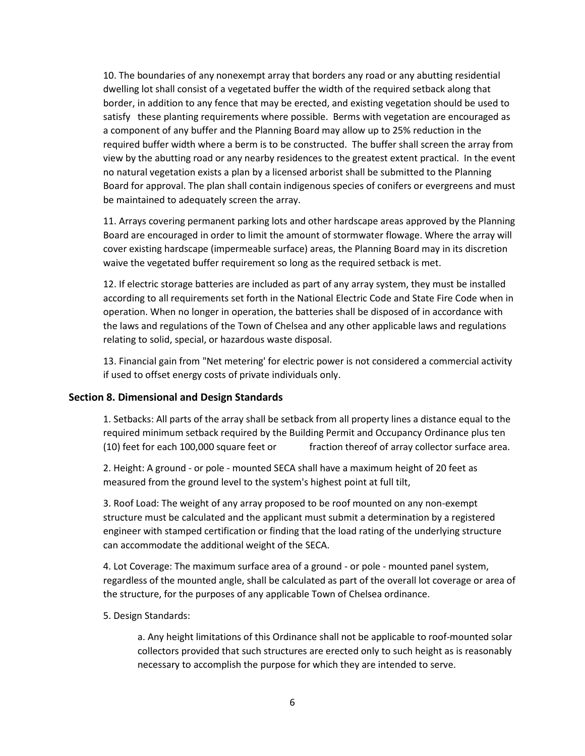10. The boundaries of any nonexempt array that borders any road or any abutting residential dwelling lot shall consist of a vegetated buffer the width of the required setback along that border, in addition to any fence that may be erected, and existing vegetation should be used to satisfy these planting requirements where possible. Berms with vegetation are encouraged as a component of any buffer and the Planning Board may allow up to 25% reduction in the required buffer width where a berm is to be constructed. The buffer shall screen the array from view by the abutting road or any nearby residences to the greatest extent practical. In the event no natural vegetation exists a plan by a licensed arborist shall be submitted to the Planning Board for approval. The plan shall contain indigenous species of conifers or evergreens and must be maintained to adequately screen the array.

11. Arrays covering permanent parking lots and other hardscape areas approved by the Planning Board are encouraged in order to limit the amount of stormwater flowage. Where the array will cover existing hardscape (impermeable surface) areas, the Planning Board may in its discretion waive the vegetated buffer requirement so long as the required setback is met.

12. If electric storage batteries are included as part of any array system, they must be installed according to all requirements set forth in the National Electric Code and State Fire Code when in operation. When no longer in operation, the batteries shall be disposed of in accordance with the laws and regulations of the Town of Chelsea and any other applicable laws and regulations relating to solid, special, or hazardous waste disposal.

13. Financial gain from "Net metering' for electric power is not considered a commercial activity if used to offset energy costs of private individuals only.

### Section 8. Dimensional and Design Standards

1. Setbacks: All parts of the array shall be setback from all property lines a distance equal to the required minimum setback required by the Building Permit and Occupancy Ordinance plus ten (10) feet for each 100,000 square feet or fraction thereof of array collector surface area.

2. Height: A ground - or pole - mounted SECA shall have a maximum height of 20 feet as measured from the ground level to the system's highest point at full tilt,

3. Roof Load: The weight of any array proposed to be roof mounted on any non-exempt structure must be calculated and the applicant must submit a determination by a registered engineer with stamped certification or finding that the load rating of the underlying structure can accommodate the additional weight of the SECA.

4. Lot Coverage: The maximum surface area of a ground - or pole - mounted panel system, regardless of the mounted angle, shall be calculated as part of the overall lot coverage or area of the structure, for the purposes of any applicable Town of Chelsea ordinance.

5. Design Standards:

   a. Any height limitations of this Ordinance shall not be applicable to roof-mounted solar collectors provided that such structures are erected only to such height as is reasonably necessary to accomplish the purpose for which they are intended to serve.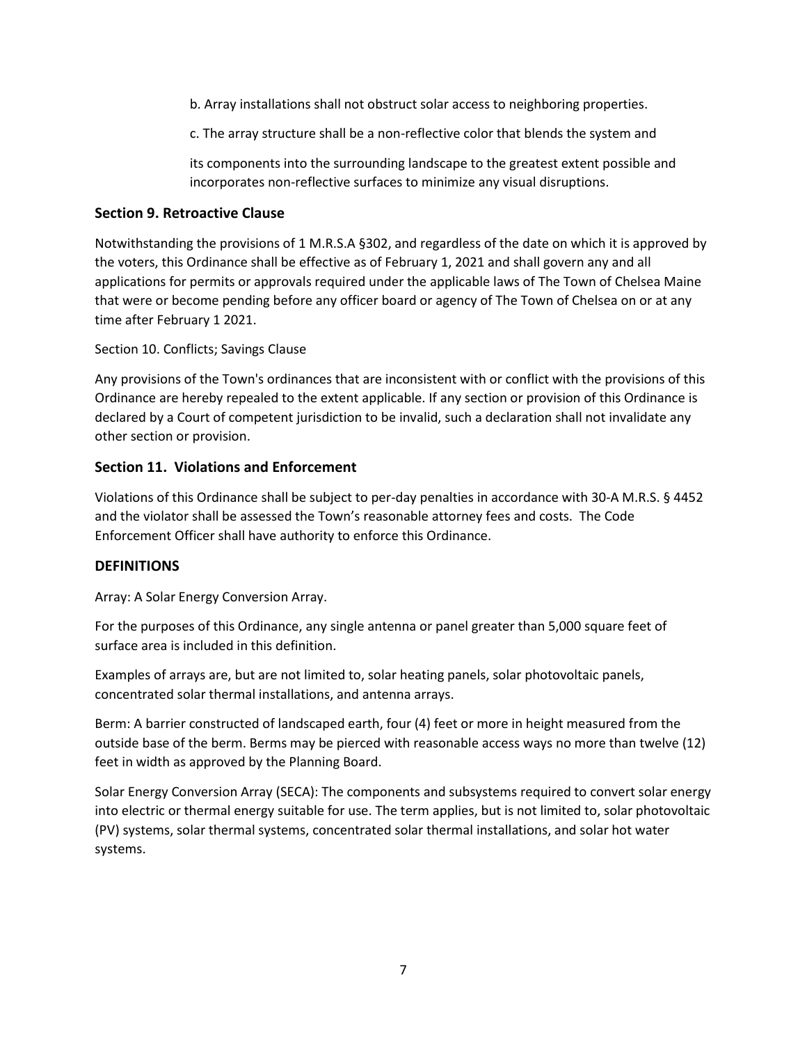b. Array installations shall not obstruct solar access to neighboring properties.

c. The array structure shall be a non-reflective color that blends the system and

its components into the surrounding landscape to the greatest extent possible and incorporates non-reflective surfaces to minimize any visual disruptions.

### Section 9. Retroactive Clause

Notwithstanding the provisions of 1 M.R.S.A §302, and regardless of the date on which it is approved by the voters, this Ordinance shall be effective as of February 1, 2021 and shall govern any and all applications for permits or approvals required under the applicable laws of The Town of Chelsea Maine that were or become pending before any officer board or agency of The Town of Chelsea on or at any time after February 1 2021.

Section 10. Conflicts; Savings Clause

Any provisions of the Town's ordinances that are inconsistent with or conflict with the provisions of this Ordinance are hereby repealed to the extent applicable. If any section or provision of this Ordinance is declared by a Court of competent jurisdiction to be invalid, such a declaration shall not invalidate any other section or provision.

### Section 11. Violations and Enforcement

Violations of this Ordinance shall be subject to per-day penalties in accordance with 30-A M.R.S. § 4452 and the violator shall be assessed the Town's reasonable attorney fees and costs. The Code Enforcement Officer shall have authority to enforce this Ordinance.

### DEFINITIONS

Array: A Solar Energy Conversion Array.

For the purposes of this Ordinance, any single antenna or panel greater than 5,000 square feet of surface area is included in this definition.

Examples of arrays are, but are not limited to, solar heating panels, solar photovoltaic panels, concentrated solar thermal installations, and antenna arrays.

Berm: A barrier constructed of landscaped earth, four (4) feet or more in height measured from the outside base of the berm. Berms may be pierced with reasonable access ways no more than twelve (12) feet in width as approved by the Planning Board.

Solar Energy Conversion Array (SECA): The components and subsystems required to convert solar energy into electric or thermal energy suitable for use. The term applies, but is not limited to, solar photovoltaic (PV) systems, solar thermal systems, concentrated solar thermal installations, and solar hot water systems.